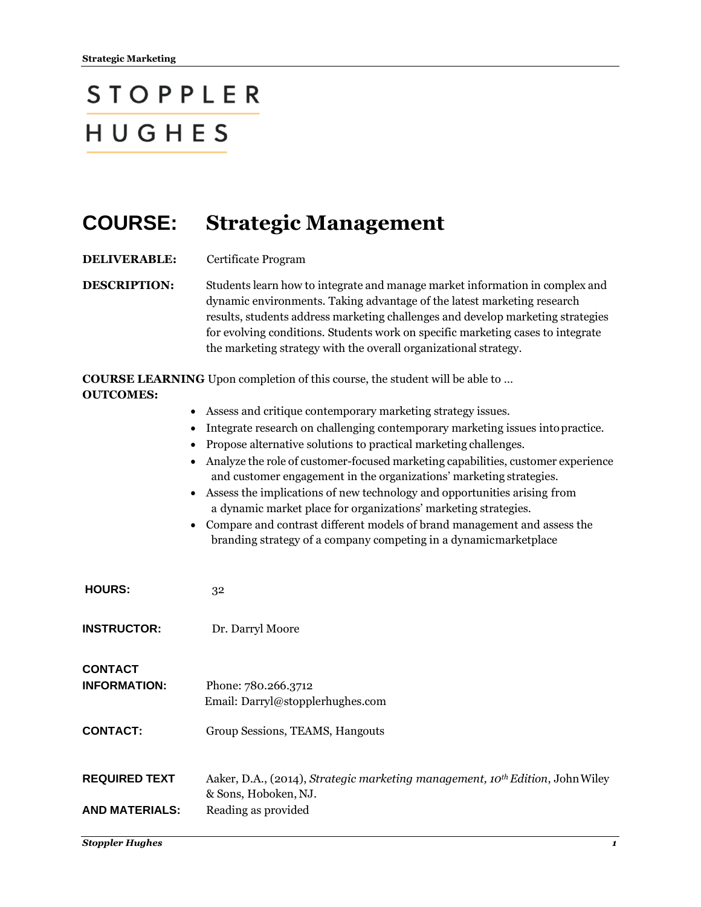STOPPLER

HUGHES

# COURSE: Strategic Management

**DELIVERABLE:** Certificate Program

**DESCRIPTION:** Students learn how to integrate and manage market information in complex and dynamic environments. Taking advantage of the latest marketing research results, students address marketing challenges and develop marketing strategies for evolving conditions. Students work on specific marketing cases to integrate the marketing strategy with the overall organizational strategy.

**COURSE LEARNING OUTCOMES:** Upon completion of this course, the student will be able to …

- Assess and critique contemporary marketing strategy issues.
- Integrate research on challenging contemporary marketing issues into practice.
- Propose alternative solutions to practical marketing challenges.
- Analyze the role of customer-focused marketing capabilities, customer experience and customer engagement in the organizations' marketing strategies.
- Assess the implications of new technology and opportunities arising from a dynamic market place for organizations' marketing strategies.
- Compare and contrast different models of brand management and assess the branding strategy of a company competing in a dynamic marketplace

**HOURS:** 32

**INSTRUCTOR:** Dr. Darryl Moore

**CONTACT INFORMATION:** Phone: 780.266.3712
Email: Darryl@stopplerhughes.com

**CONTACT:** Group Sessions, TEAMS, Hangouts

**REQUIRED TEXT AND MATERIALS:** Aaker, D.A., (2014), *Strategic marketing management, 10th Edition*, John Wiley & Sons, Hoboken, NJ.
Reading as provided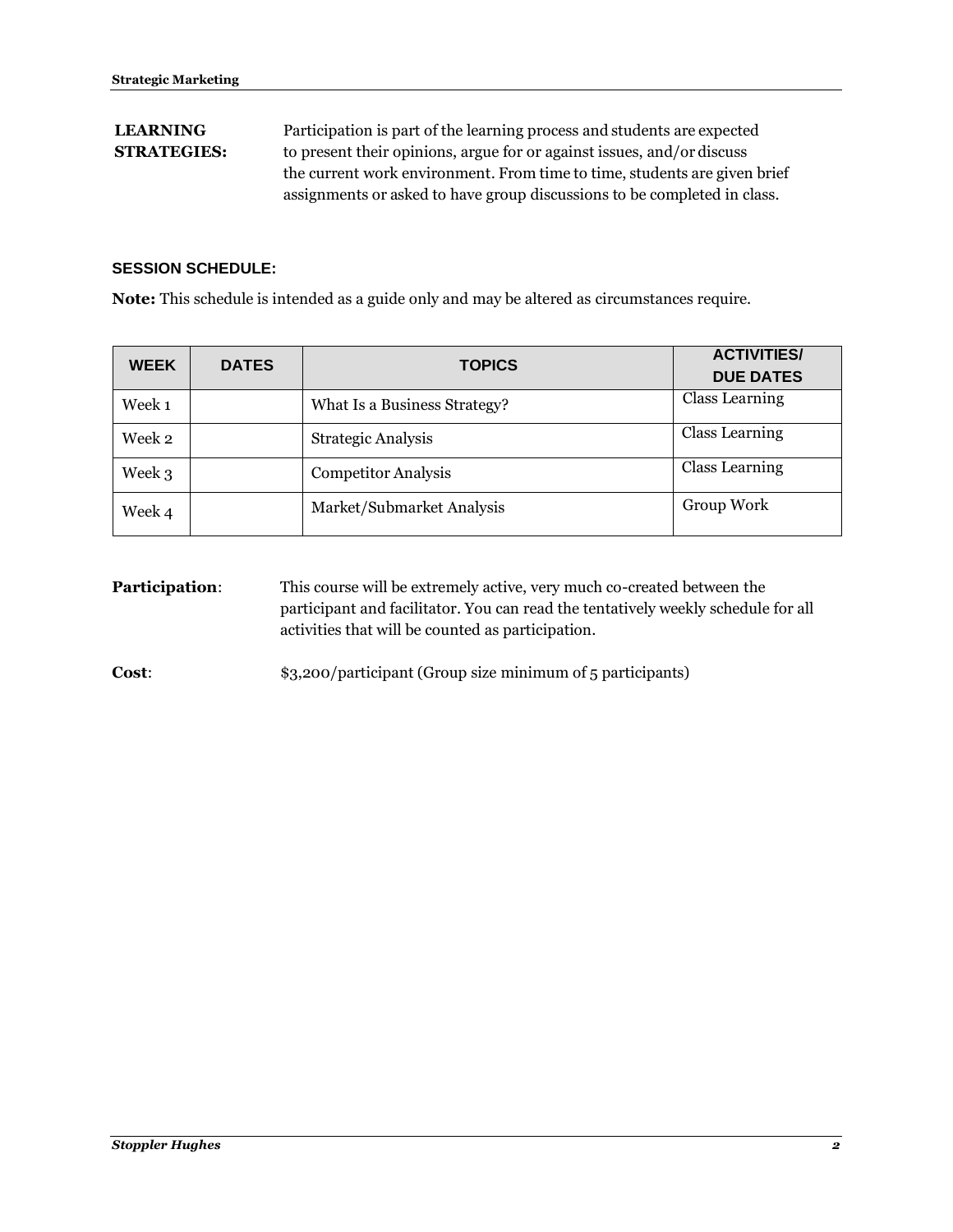**LEARNING STRATEGIES:** Participation is part of the learning process and students are expected to present their opinions, argue for or against issues, and/or discuss the current work environment. From time to time, students are given brief assignments or asked to have group discussions to be completed in class.

### SESSION SCHEDULE:

**Note:** This schedule is intended as a guide only and may be altered as circumstances require.

| WEEK | DATES | TOPICS | ACTIVITIES/ DUE DATES |
|---|---|---|---|
| Week 1 | | What Is a Business Strategy? | Class Learning |
| Week 2 | | Strategic Analysis | Class Learning |
| Week 3 | | Competitor Analysis | Class Learning |
| Week 4 | | Market/Submarket Analysis | Group Work |

**Participation**: This course will be extremely active, very much co-created between the participant and facilitator. You can read the tentatively weekly schedule for all activities that will be counted as participation.

**Cost**: $3,200/participant (Group size minimum of 5 participants)